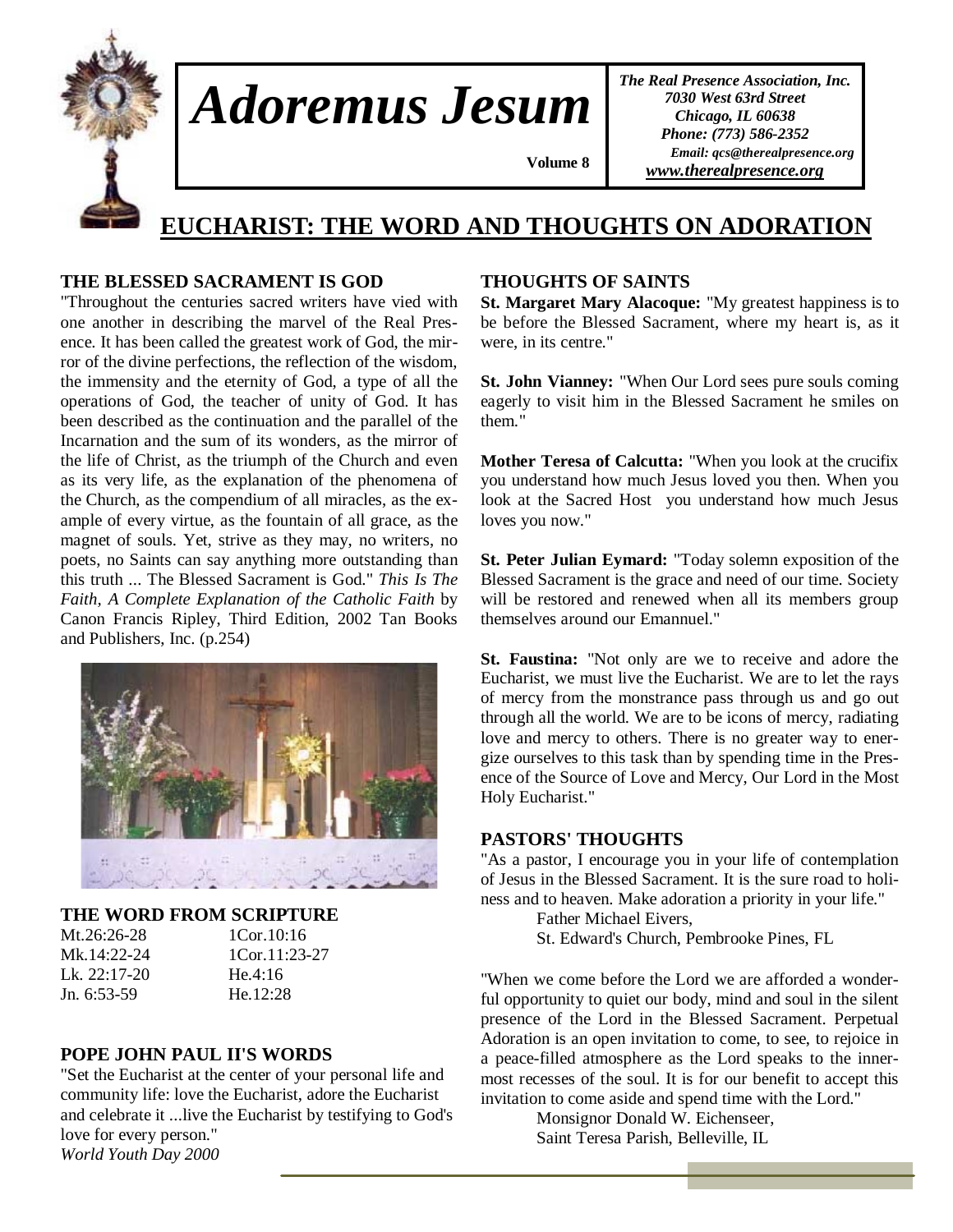# Adoremus Jesum

Volume 8

*The Real Presence Association, Inc.*
*7030 West 63rd Street*
*Chicago, IL 60638*
*Phone: (773) 586-2352*
*Email: qcs@therealpresence.org*
*www.therealpresence.org*

## EUCHARIST: THE WORD AND THOUGHTS ON ADORATION

### THE BLESSED SACRAMENT IS GOD

"Throughout the centuries sacred writers have vied with one another in describing the marvel of the Real Presence. It has been called the greatest work of God, the mirror of the divine perfections, the reflection of the wisdom, the immensity and the eternity of God, a type of all the operations of God, the teacher of unity of God. It has been described as the continuation and the parallel of the Incarnation and the sum of its wonders, as the mirror of the life of Christ, as the triumph of the Church and even as its very life, as the explanation of the phenomena of the Church, as the compendium of all miracles, as the example of every virtue, as the fountain of all grace, as the magnet of souls. Yet, strive as they may, no writers, no poets, no Saints can say anything more outstanding than this truth ... The Blessed Sacrament is God." *This Is The Faith, A Complete Explanation of the Catholic Faith* by Canon Francis Ripley, Third Edition, 2002 Tan Books and Publishers, Inc. (p.254)

### THE WORD FROM SCRIPTURE

| | |
|---|---|
| Mt.26:26-28 | 1Cor.10:16 |
| Mk.14:22-24 | 1Cor.11:23-27 |
| Lk. 22:17-20 | He.4:16 |
| Jn. 6:53-59 | He.12:28 |

### POPE JOHN PAUL II'S WORDS

"Set the Eucharist at the center of your personal life and community life: love the Eucharist, adore the Eucharist and celebrate it ...live the Eucharist by testifying to God's love for every person."
*World Youth Day 2000*

### THOUGHTS OF SAINTS

**St. Margaret Mary Alacoque:** "My greatest happiness is to be before the Blessed Sacrament, where my heart is, as it were, in its centre."

**St. John Vianney:** "When Our Lord sees pure souls coming eagerly to visit him in the Blessed Sacrament he smiles on them."

**Mother Teresa of Calcutta:** "When you look at the crucifix you understand how much Jesus loved you then. When you look at the Sacred Host you understand how much Jesus loves you now."

**St. Peter Julian Eymard:** "Today solemn exposition of the Blessed Sacrament is the grace and need of our time. Society will be restored and renewed when all its members group themselves around our Emannuel."

**St. Faustina:** "Not only are we to receive and adore the Eucharist, we must live the Eucharist. We are to let the rays of mercy from the monstrance pass through us and go out through all the world. We are to be icons of mercy, radiating love and mercy to others. There is no greater way to energize ourselves to this task than by spending time in the Presence of the Source of Love and Mercy, Our Lord in the Most Holy Eucharist."

### PASTORS' THOUGHTS

"As a pastor, I encourage you in your life of contemplation of Jesus in the Blessed Sacrament. It is the sure road to holiness and to heaven. Make adoration a priority in your life."

Father Michael Eivers,
St. Edward's Church, Pembrooke Pines, FL

"When we come before the Lord we are afforded a wonderful opportunity to quiet our body, mind and soul in the silent presence of the Lord in the Blessed Sacrament. Perpetual Adoration is an open invitation to come, to see, to rejoice in a peace-filled atmosphere as the Lord speaks to the innermost recesses of the soul. It is for our benefit to accept this invitation to come aside and spend time with the Lord."

Monsignor Donald W. Eichenseer,
Saint Teresa Parish, Belleville, IL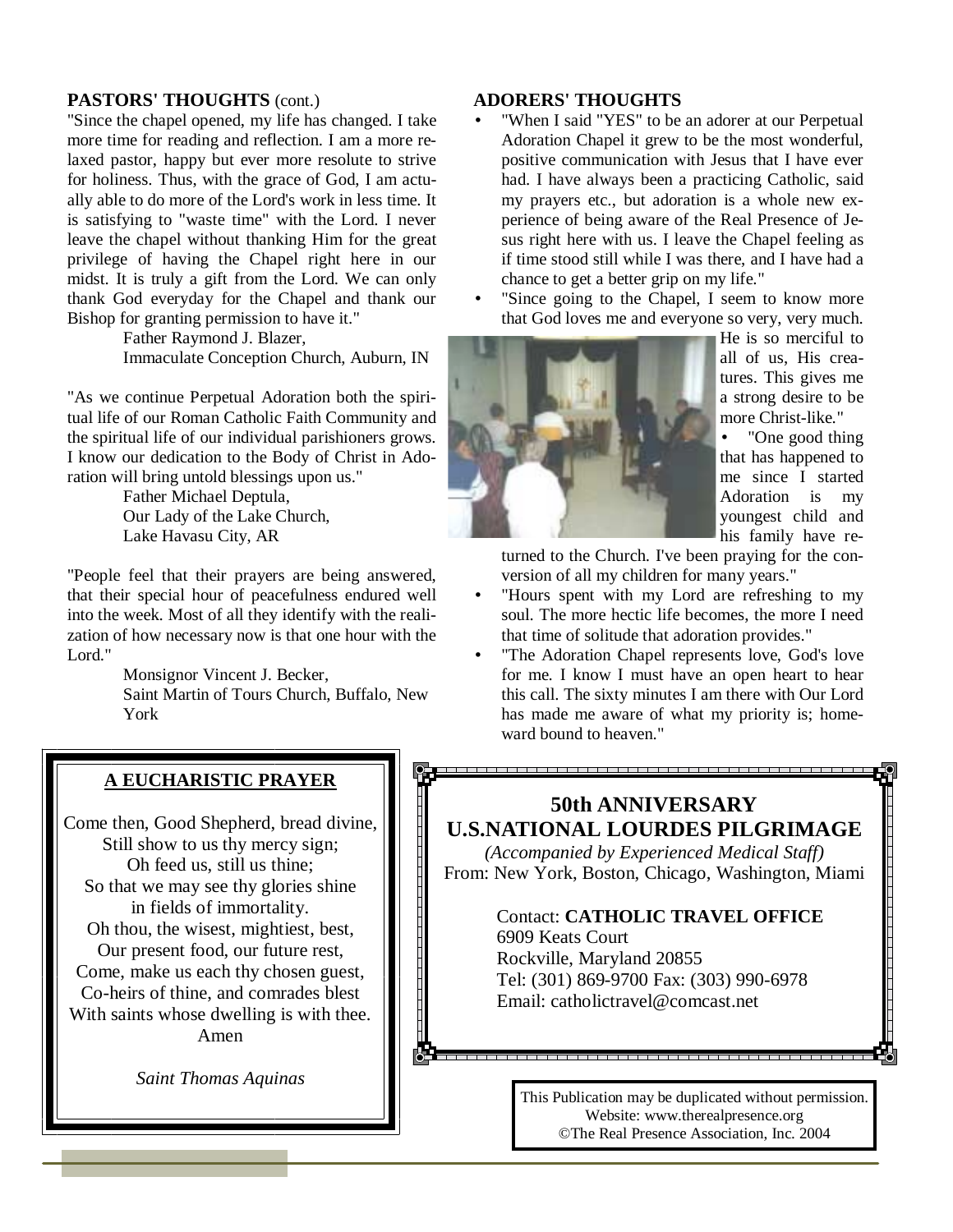## PASTORS' THOUGHTS (cont.)

"Since the chapel opened, my life has changed. I take more time for reading and reflection. I am a more relaxed pastor, happy but ever more resolute to strive for holiness. Thus, with the grace of God, I am actually able to do more of the Lord's work in less time. It is satisfying to "waste time" with the Lord. I never leave the chapel without thanking Him for the great privilege of having the Chapel right here in our midst. It is truly a gift from the Lord. We can only thank God everyday for the Chapel and thank our Bishop for granting permission to have it."

Father Raymond J. Blazer,
Immaculate Conception Church, Auburn, IN

"As we continue Perpetual Adoration both the spiritual life of our Roman Catholic Faith Community and the spiritual life of our individual parishioners grows. I know our dedication to the Body of Christ in Adoration will bring untold blessings upon us."

Father Michael Deptula,
Our Lady of the Lake Church,
Lake Havasu City, AR

"People feel that their prayers are being answered, that their special hour of peacefulness endured well into the week. Most of all they identify with the realization of how necessary now is that one hour with the Lord."

Monsignor Vincent J. Becker,
Saint Martin of Tours Church, Buffalo, New York

## ADORERS' THOUGHTS

- "When I said "YES" to be an adorer at our Perpetual Adoration Chapel it grew to be the most wonderful, positive communication with Jesus that I have ever had. I have always been a practicing Catholic, said my prayers etc., but adoration is a whole new experience of being aware of the Real Presence of Jesus right here with us. I leave the Chapel feeling as if time stood still while I was there, and I have had a chance to get a better grip on my life."
- "Since going to the Chapel, I seem to know more that God loves me and everyone so very, very much. He is so merciful to all of us, His creatures. This gives me a strong desire to be more Christ-like."
- "One good thing that has happened to me since I started Adoration is my youngest child and his family have returned to the Church. I've been praying for the conversion of all my children for many years."
- "Hours spent with my Lord are refreshing to my soul. The more hectic life becomes, the more I need that time of solitude that adoration provides."
- "The Adoration Chapel represents love, God's love for me. I know I must have an open heart to hear this call. The sixty minutes I am there with Our Lord has made me aware of what my priority is; homeward bound to heaven."

### A EUCHARISTIC PRAYER

Come then, Good Shepherd, bread divine,
Still show to us thy mercy sign;
Oh feed us, still us thine;
So that we may see thy glories shine
in fields of immortality.
Oh thou, the wisest, mightiest, best,
Our present food, our future rest,
Come, make us each thy chosen guest,
Co-heirs of thine, and comrades blest
With saints whose dwelling is with thee.
Amen

*Saint Thomas Aquinas*

### 50th ANNIVERSARY U.S.NATIONAL LOURDES PILGRIMAGE

*(Accompanied by Experienced Medical Staff)*
From: New York, Boston, Chicago, Washington, Miami

Contact: **CATHOLIC TRAVEL OFFICE**
6909 Keats Court
Rockville, Maryland 20855
Tel: (301) 869-9700 Fax: (303) 990-6978
Email: catholictravel@comcast.net

This Publication may be duplicated without permission.
Website: www.therealpresence.org
©The Real Presence Association, Inc. 2004